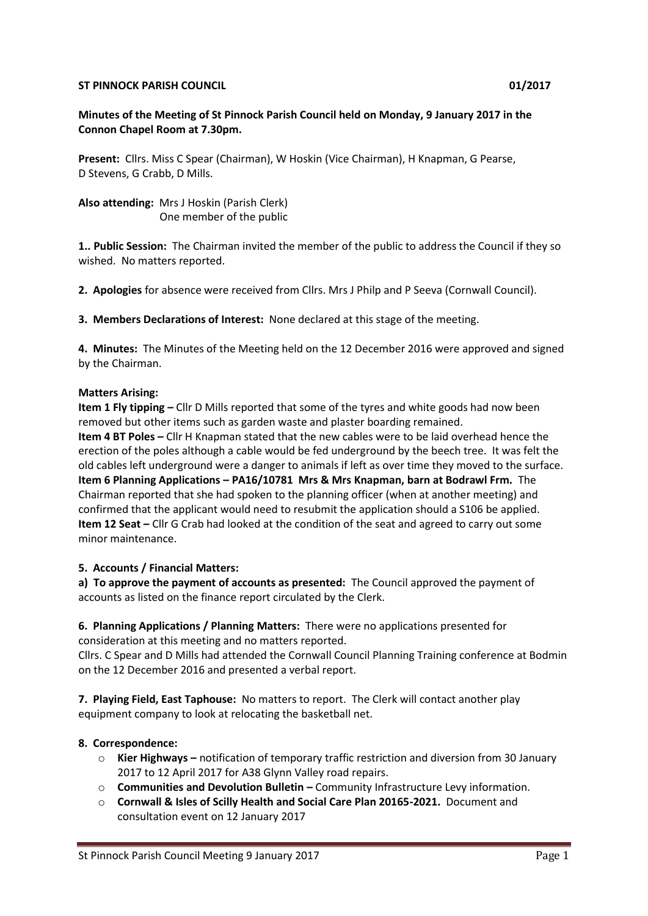**ST PINNOCK PARISH COUNCIL 01/2017**

**Minutes of the Meeting of St Pinnock Parish Council held on Monday, 9 January 2017 in the Connon Chapel Room at 7.30pm.**

**Present:** Cllrs. Miss C Spear (Chairman), W Hoskin (Vice Chairman), H Knapman, G Pearse, D Stevens, G Crabb, D Mills.

**Also attending:** Mrs J Hoskin (Parish Clerk)
One member of the public

**1.. Public Session:** The Chairman invited the member of the public to address the Council if they so wished. No matters reported.

**2. Apologies** for absence were received from Cllrs. Mrs J Philp and P Seeva (Cornwall Council).

**3. Members Declarations of Interest:** None declared at this stage of the meeting.

**4. Minutes:** The Minutes of the Meeting held on the 12 December 2016 were approved and signed by the Chairman.

**Matters Arising:**

**Item 1 Fly tipping –** Cllr D Mills reported that some of the tyres and white goods had now been removed but other items such as garden waste and plaster boarding remained.

**Item 4 BT Poles –** Cllr H Knapman stated that the new cables were to be laid overhead hence the erection of the poles although a cable would be fed underground by the beech tree. It was felt the old cables left underground were a danger to animals if left as over time they moved to the surface.

**Item 6 Planning Applications – PA16/10781 Mrs & Mrs Knapman, barn at Bodrawl Frm.** The Chairman reported that she had spoken to the planning officer (when at another meeting) and confirmed that the applicant would need to resubmit the application should a S106 be applied.

**Item 12 Seat –** Cllr G Crab had looked at the condition of the seat and agreed to carry out some minor maintenance.

**5. Accounts / Financial Matters:**

**a) To approve the payment of accounts as presented:** The Council approved the payment of accounts as listed on the finance report circulated by the Clerk.

**6. Planning Applications / Planning Matters:** There were no applications presented for consideration at this meeting and no matters reported.

Cllrs. C Spear and D Mills had attended the Cornwall Council Planning Training conference at Bodmin on the 12 December 2016 and presented a verbal report.

**7. Playing Field, East Taphouse:** No matters to report. The Clerk will contact another play equipment company to look at relocating the basketball net.

**8. Correspondence:**

- **Kier Highways –** notification of temporary traffic restriction and diversion from 30 January 2017 to 12 April 2017 for A38 Glynn Valley road repairs.
- **Communities and Devolution Bulletin –** Community Infrastructure Levy information.
- **Cornwall & Isles of Scilly Health and Social Care Plan 20165-2021.** Document and consultation event on 12 January 2017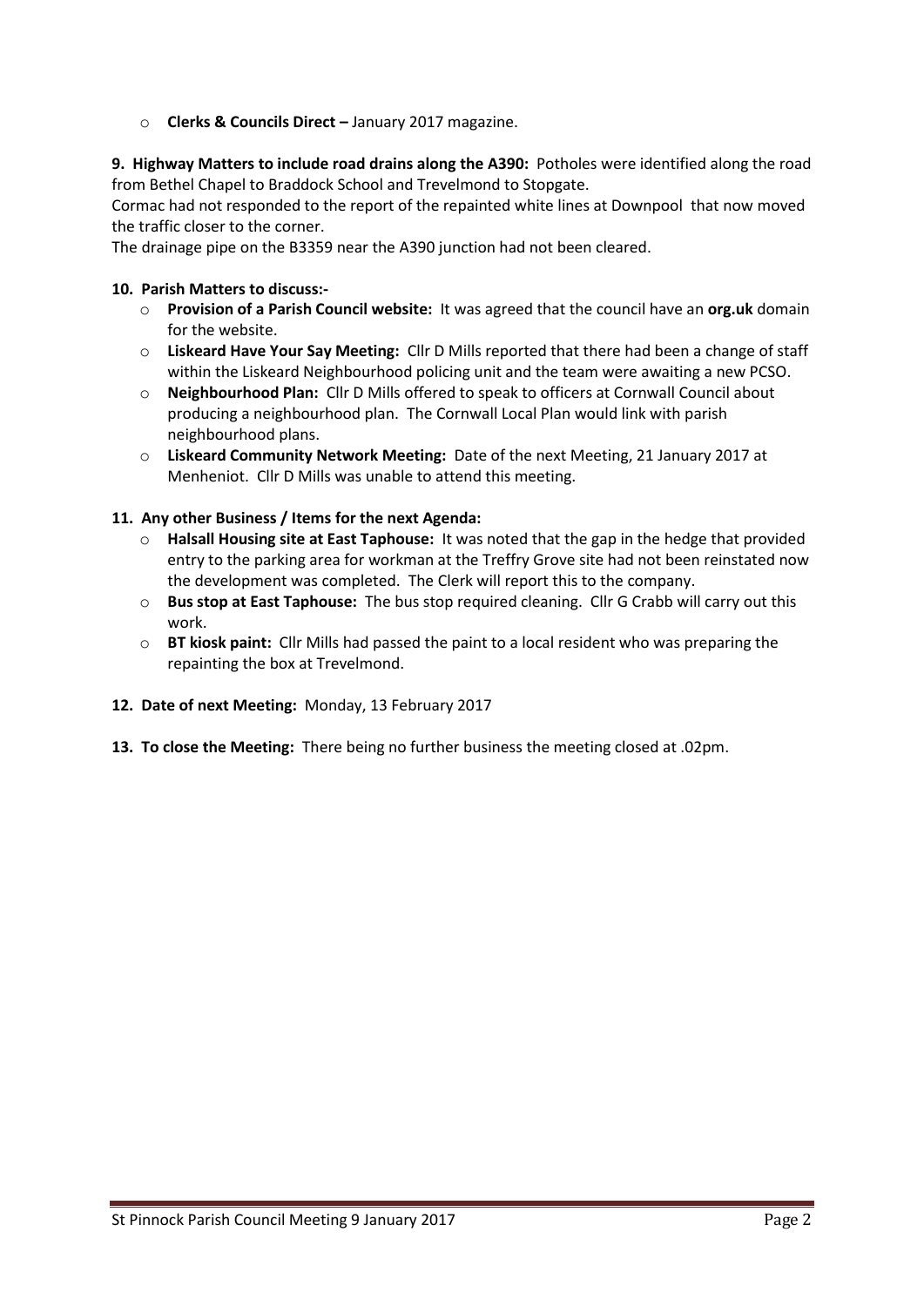- **Clerks & Councils Direct –** January 2017 magazine.

**9. Highway Matters to include road drains along the A390:** Potholes were identified along the road from Bethel Chapel to Braddock School and Trevelmond to Stopgate.

Cormac had not responded to the report of the repainted white lines at Downpool that now moved the traffic closer to the corner.

The drainage pipe on the B3359 near the A390 junction had not been cleared.

**10. Parish Matters to discuss:-**

- **Provision of a Parish Council website:** It was agreed that the council have an **org.uk** domain for the website.
- **Liskeard Have Your Say Meeting:** Cllr D Mills reported that there had been a change of staff within the Liskeard Neighbourhood policing unit and the team were awaiting a new PCSO.
- **Neighbourhood Plan:** Cllr D Mills offered to speak to officers at Cornwall Council about producing a neighbourhood plan. The Cornwall Local Plan would link with parish neighbourhood plans.
- **Liskeard Community Network Meeting:** Date of the next Meeting, 21 January 2017 at Menheniot. Cllr D Mills was unable to attend this meeting.

**11. Any other Business / Items for the next Agenda:**

- **Halsall Housing site at East Taphouse:** It was noted that the gap in the hedge that provided entry to the parking area for workman at the Treffry Grove site had not been reinstated now the development was completed. The Clerk will report this to the company.
- **Bus stop at East Taphouse:** The bus stop required cleaning. Cllr G Crabb will carry out this work.
- **BT kiosk paint:** Cllr Mills had passed the paint to a local resident who was preparing the repainting the box at Trevelmond.

**12. Date of next Meeting:** Monday, 13 February 2017

**13. To close the Meeting:** There being no further business the meeting closed at .02pm.